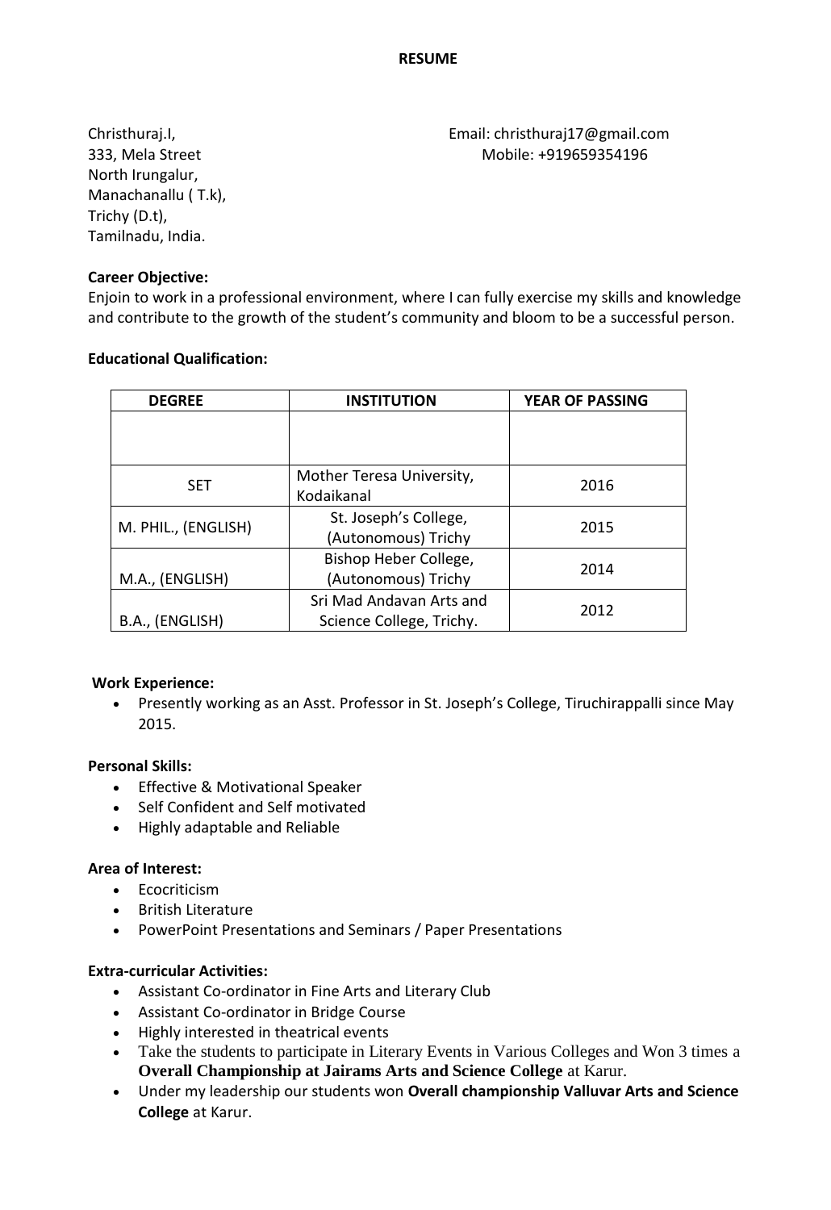# RESUME

Christhuraj.I,
333, Mela Street
North Irungalur,
Manachanallu ( T.k),
Trichy (D.t),
Tamilnadu, India.

Email: christhuraj17@gmail.com
Mobile: +919659354196

**Career Objective:**

Enjoin to work in a professional environment, where I can fully exercise my skills and knowledge and contribute to the growth of the student's community and bloom to be a successful person.

**Educational Qualification:**

| DEGREE | INSTITUTION | YEAR OF PASSING |
|---|---|---|
| | | |
| SET | Mother Teresa University, Kodaikanal | 2016 |
| M. PHIL., (ENGLISH) | St. Joseph's College, (Autonomous) Trichy | 2015 |
| M.A., (ENGLISH) | Bishop Heber College, (Autonomous) Trichy | 2014 |
| B.A., (ENGLISH) | Sri Mad Andavan Arts and Science College, Trichy. | 2012 |

**Work Experience:**

- Presently working as an Asst. Professor in St. Joseph's College, Tiruchirappalli since May 2015.

**Personal Skills:**

- Effective & Motivational Speaker
- Self Confident and Self motivated
- Highly adaptable and Reliable

**Area of Interest:**

- Ecocriticism
- British Literature
- PowerPoint Presentations and Seminars / Paper Presentations

**Extra-curricular Activities:**

- Assistant Co-ordinator in Fine Arts and Literary Club
- Assistant Co-ordinator in Bridge Course
- Highly interested in theatrical events
- Take the students to participate in Literary Events in Various Colleges and Won 3 times a **Overall Championship at Jairams Arts and Science College** at Karur.
- Under my leadership our students won **Overall championship Valluvar Arts and Science College** at Karur.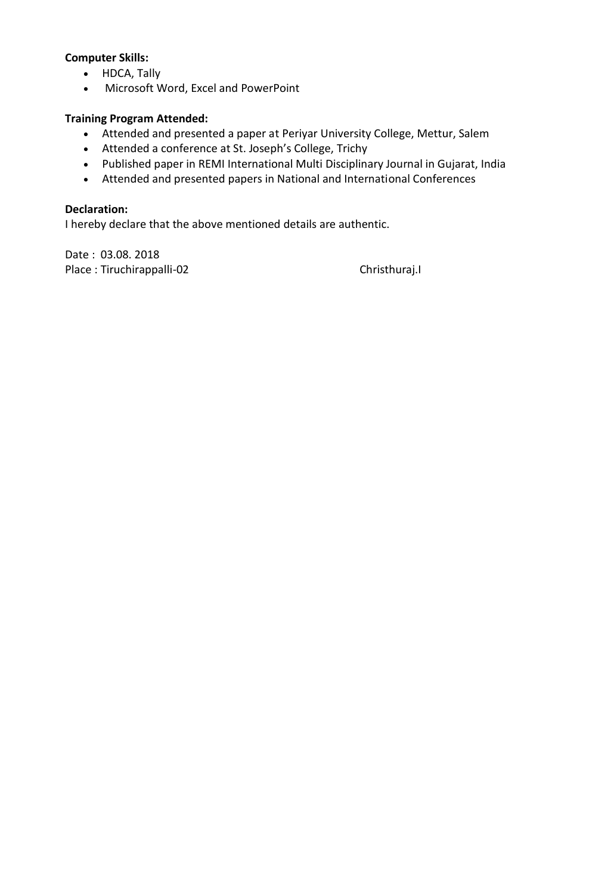**Computer Skills:**

- HDCA, Tally
- Microsoft Word, Excel and PowerPoint

**Training Program Attended:**

- Attended and presented a paper at Periyar University College, Mettur, Salem
- Attended a conference at St. Joseph's College, Trichy
- Published paper in REMI International Multi Disciplinary Journal in Gujarat, India
- Attended and presented papers in National and International Conferences

**Declaration:**

I hereby declare that the above mentioned details are authentic.

Date : 03.08. 2018

Place : Tiruchirappalli-02 Christhuraj.I